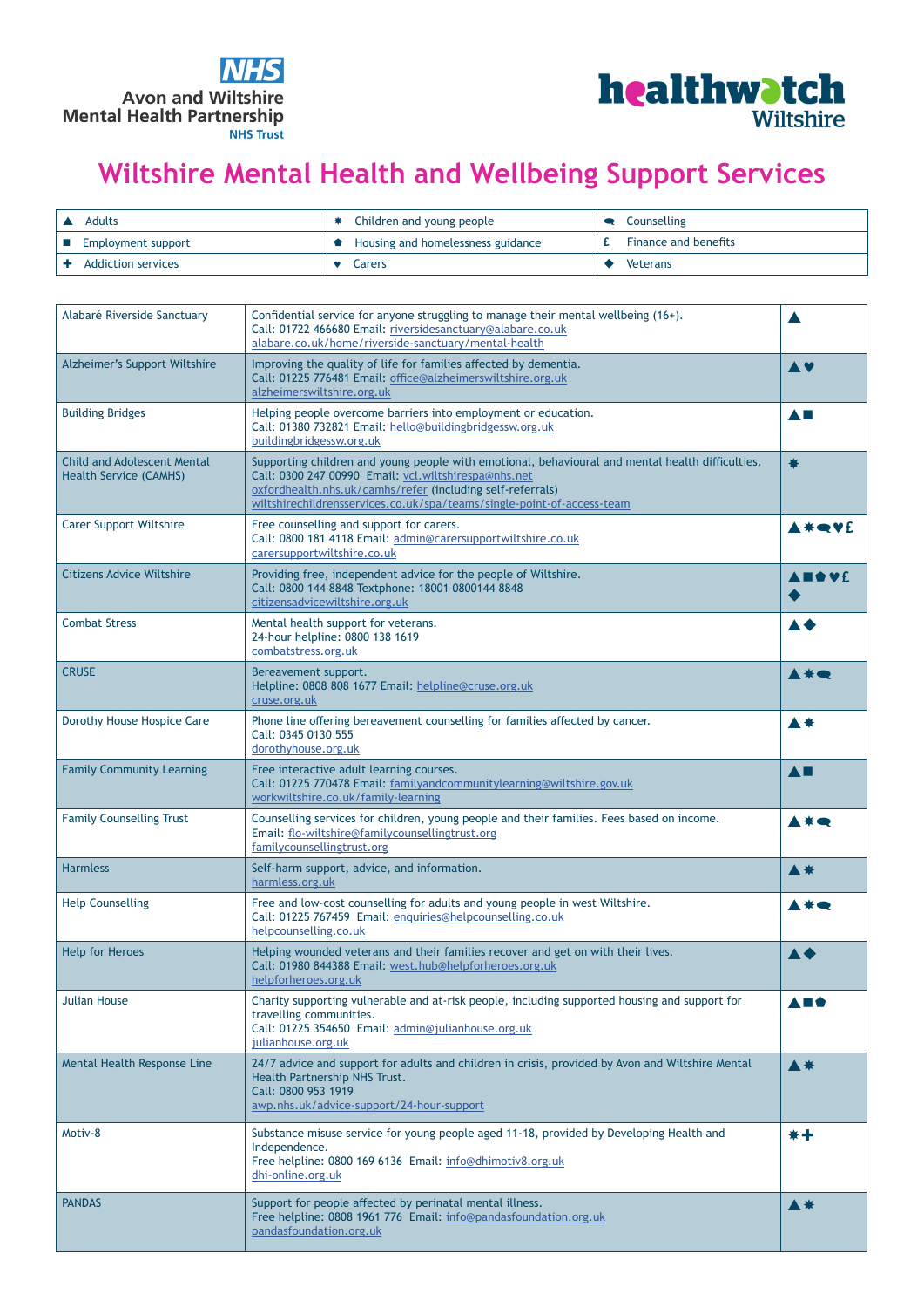Avon and Wiltshire Mental Health Partnership NHS Trust

healthwatch Wiltshire

# Wiltshire Mental Health and Wellbeing Support Services

| | | |
|---|---|---|
| ▲ Adults | ✸ Children and young people | 🗨 Counselling |
| ■ Employment support | ⬟ Housing and homelessness guidance | £ Finance and benefits |
| ✚ Addiction services | ♥ Carers | ◆ Veterans |

| Service | Details | |
|---|---|---|
| Alabaré Riverside Sanctuary | Confidential service for anyone struggling to manage their mental wellbeing (16+).<br>Call: 01722 466680 Email: riversidesanctuary@alabare.co.uk<br>alabare.co.uk/home/riverside-sanctuary/mental-health | ▲ |
| Alzheimer's Support Wiltshire | Improving the quality of life for families affected by dementia.<br>Call: 01225 776481 Email: office@alzheimerswiltshire.org.uk<br>alzheimerswiltshire.org.uk | ▲♥ |
| Building Bridges | Helping people overcome barriers into employment or education.<br>Call: 01380 732821 Email: hello@buildingbridgessw.org.uk<br>buildingbridgessw.org.uk | ▲■ |
| Child and Adolescent Mental Health Service (CAMHS) | Supporting children and young people with emotional, behavioural and mental health difficulties.<br>Call: 0300 247 00990 Email: vcl.wiltshirespa@nhs.net<br>oxfordhealth.nhs.uk/camhs/refer (including self-referrals)<br>wiltshirechildrensservices.co.uk/spa/teams/single-point-of-access-team | ✸ |
| Carer Support Wiltshire | Free counselling and support for carers.<br>Call: 0800 181 4118 Email: admin@carersupportwiltshire.co.uk<br>carersupportwiltshire.co.uk | ▲✸🗨♥£ |
| Citizens Advice Wiltshire | Providing free, independent advice for the people of Wiltshire.<br>Call: 0800 144 8848 Textphone: 18001 0800144 8848<br>citizensadvicewiltshire.org.uk | ▲■⬟♥£◆ |
| Combat Stress | Mental health support for veterans.<br>24-hour helpline: 0800 138 1619<br>combatstress.org.uk | ▲◆ |
| CRUSE | Bereavement support.<br>Helpline: 0808 808 1677 Email: helpline@cruse.org.uk<br>cruse.org.uk | ▲✸🗨 |
| Dorothy House Hospice Care | Phone line offering bereavement counselling for families affected by cancer.<br>Call: 0345 0130 555<br>dorothyhouse.org.uk | ▲✸ |
| Family Community Learning | Free interactive adult learning courses.<br>Call: 01225 770478 Email: familyandcommunitylearning@wiltshire.gov.uk<br>workwiltshire.co.uk/family-learning | ▲■ |
| Family Counselling Trust | Counselling services for children, young people and their families. Fees based on income.<br>Email: flo-wiltshire@familycounsellingtrust.org<br>familycounsellingtrust.org | ▲✸🗨 |
| Harmless | Self-harm support, advice, and information.<br>harmless.org.uk | ▲✸ |
| Help Counselling | Free and low-cost counselling for adults and young people in west Wiltshire.<br>Call: 01225 767459 Email: enquiries@helpcounselling.co.uk<br>helpcounselling.co.uk | ▲✸🗨 |
| Help for Heroes | Helping wounded veterans and their families recover and get on with their lives.<br>Call: 01980 844388 Email: west.hub@helpforheroes.org.uk<br>helpforheroes.org.uk | ▲◆ |
| Julian House | Charity supporting vulnerable and at-risk people, including supported housing and support for travelling communities.<br>Call: 01225 354650 Email: admin@julianhouse.org.uk<br>julianhouse.org.uk | ▲■⬟ |
| Mental Health Response Line | 24/7 advice and support for adults and children in crisis, provided by Avon and Wiltshire Mental Health Partnership NHS Trust.<br>Call: 0800 953 1919<br>awp.nhs.uk/advice-support/24-hour-support | ▲✸ |
| Motiv-8 | Substance misuse service for young people aged 11-18, provided by Developing Health and Independence.<br>Free helpline: 0800 169 6136 Email: info@dhimotiv8.org.uk<br>dhi-online.org.uk | ✸✚ |
| PANDAS | Support for people affected by perinatal mental illness.<br>Free helpline: 0808 1961 776 Email: info@pandasfoundation.org.uk<br>pandasfoundation.org.uk | ▲✸ |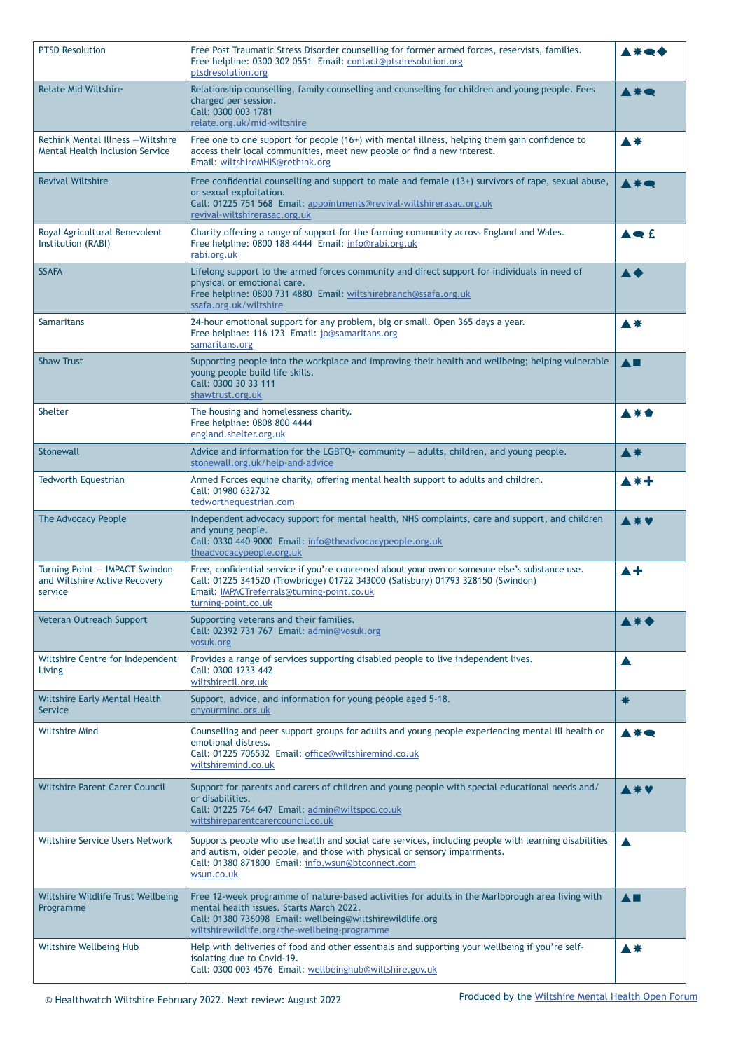| | | |
|---|---|---|
| PTSD Resolution | Free Post Traumatic Stress Disorder counselling for former armed forces, reservists, families.<br>Free helpline: 0300 302 0551 Email: contact@ptsdresolution.org<br>ptsdresolution.org | ▲✸◆ |
| Relate Mid Wiltshire | Relationship counselling, family counselling and counselling for children and young people. Fees charged per session.<br>Call: 0300 003 1781<br>relate.org.uk/mid-wiltshire | ▲✸ |
| Rethink Mental Illness –Wiltshire Mental Health Inclusion Service | Free one to one support for people (16+) with mental illness, helping them gain confidence to access their local communities, meet new people or find a new interest.<br>Email: wiltshireMHIS@rethink.org | ▲✸ |
| Revival Wiltshire | Free confidential counselling and support to male and female (13+) survivors of rape, sexual abuse, or sexual exploitation.<br>Call: 01225 751 568 Email: appointments@revival-wiltshirerasac.org.uk<br>revival-wiltshirerasac.org.uk | ▲✸ |
| Royal Agricultural Benevolent Institution (RABI) | Charity offering a range of support for the farming community across England and Wales.<br>Free helpline: 0800 188 4444 Email: info@rabi.org.uk<br>rabi.org.uk | ▲ £ |
| SSAFA | Lifelong support to the armed forces community and direct support for individuals in need of physical or emotional care.<br>Free helpline: 0800 731 4880 Email: wiltshirebranch@ssafa.org.uk<br>ssafa.org.uk/wiltshire | ▲◆ |
| Samaritans | 24-hour emotional support for any problem, big or small. Open 365 days a year.<br>Free helpline: 116 123 Email: jo@samaritans.org<br>samaritans.org | ▲✸ |
| Shaw Trust | Supporting people into the workplace and improving their health and wellbeing; helping vulnerable young people build life skills.<br>Call: 0300 30 33 111<br>shawtrust.org.uk | ▲■ |
| Shelter | The housing and homelessness charity.<br>Free helpline: 0808 800 4444<br>england.shelter.org.uk | ▲✸⬟ |
| Stonewall | Advice and information for the LGBTQ+ community – adults, children, and young people.<br>stonewall.org.uk/help-and-advice | ▲✸ |
| Tedworth Equestrian | Armed Forces equine charity, offering mental health support to adults and children.<br>Call: 01980 632732<br>tedworthequestrian.com | ▲✸✚ |
| The Advocacy People | Independent advocacy support for mental health, NHS complaints, care and support, and children and young people.<br>Call: 0330 440 9000 Email: info@theadvocacypeople.org.uk<br>theadvocacypeople.org.uk | ▲✸♥ |
| Turning Point – IMPACT Swindon and Wiltshire Active Recovery service | Free, confidential service if you're concerned about your own or someone else's substance use.<br>Call: 01225 341520 (Trowbridge) 01722 343000 (Salisbury) 01793 328150 (Swindon)<br>Email: IMPACTreferrals@turning-point.co.uk<br>turning-point.co.uk | ▲✚ |
| Veteran Outreach Support | Supporting veterans and their families.<br>Call: 02392 731 767 Email: admin@vosuk.org<br>vosuk.org | ▲✸◆ |
| Wiltshire Centre for Independent Living | Provides a range of services supporting disabled people to live independent lives.<br>Call: 0300 1233 442<br>wiltshirecil.org.uk | ▲ |
| Wiltshire Early Mental Health Service | Support, advice, and information for young people aged 5-18.<br>onyourmind.org.uk | ✸ |
| Wiltshire Mind | Counselling and peer support groups for adults and young people experiencing mental ill health or emotional distress.<br>Call: 01225 706532 Email: office@wiltshiremind.co.uk<br>wiltshiremind.co.uk | ▲✸ |
| Wiltshire Parent Carer Council | Support for parents and carers of children and young people with special educational needs and/or disabilities.<br>Call: 01225 764 647 Email: admin@wiltspcc.co.uk<br>wiltshireparentcarercouncil.co.uk | ▲✸♥ |
| Wiltshire Service Users Network | Supports people who use health and social care services, including people with learning disabilities and autism, older people, and those with physical or sensory impairments.<br>Call: 01380 871800 Email: info.wsun@btconnect.com<br>wsun.co.uk | ▲ |
| Wiltshire Wildlife Trust Wellbeing Programme | Free 12-week programme of nature-based activities for adults in the Marlborough area living with mental health issues. Starts March 2022.<br>Call: 01380 736098 Email: wellbeing@wiltshirewildlife.org<br>wiltshirewildlife.org/the-wellbeing-programme | ▲■ |
| Wiltshire Wellbeing Hub | Help with deliveries of food and other essentials and supporting your wellbeing if you're self-isolating due to Covid-19.<br>Call: 0300 003 4576 Email: wellbeinghub@wiltshire.gov.uk | ▲✸ |

© Healthwatch Wiltshire February 2022. Next review: August 2022

Produced by the Wiltshire Mental Health Open Forum